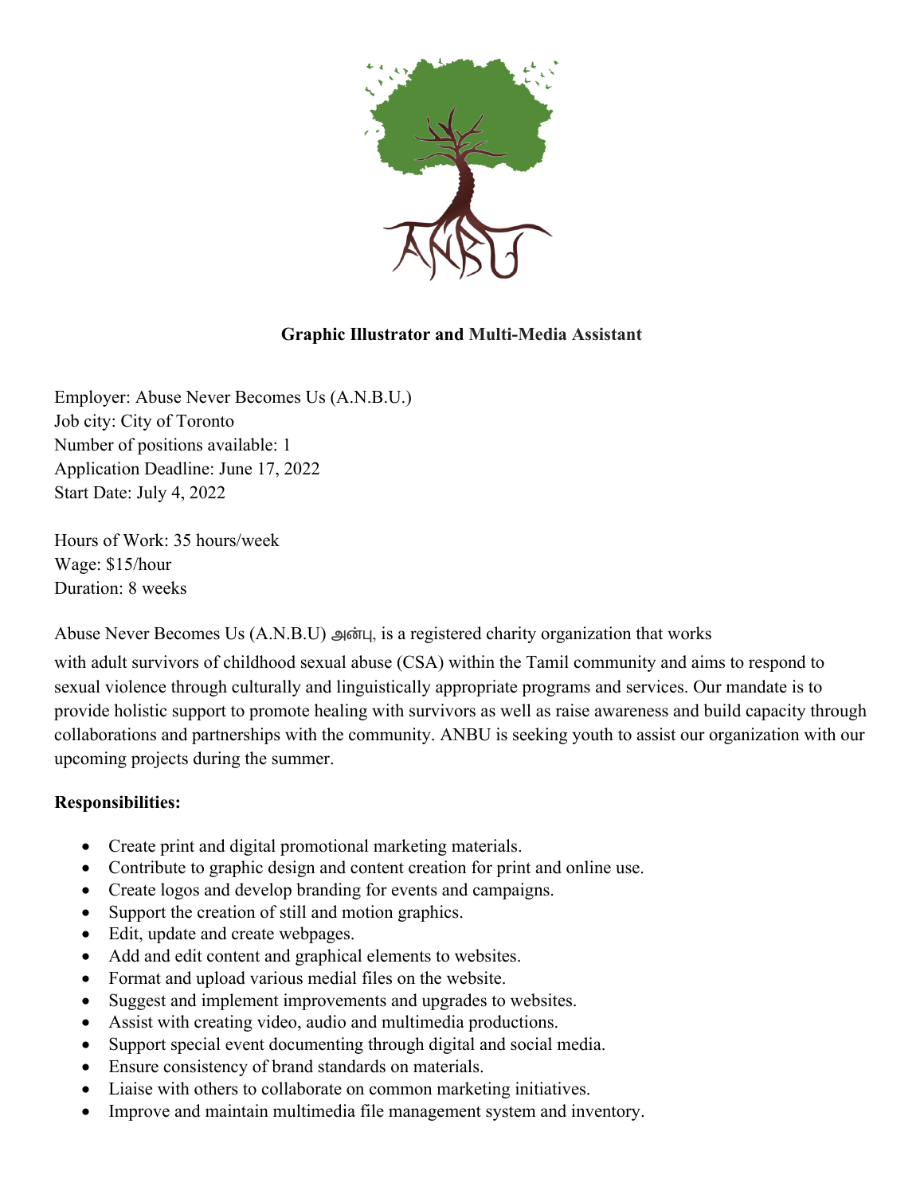**Graphic Illustrator and Multi-Media Assistant**

Employer: Abuse Never Becomes Us (A.N.B.U.)
Job city: City of Toronto
Number of positions available: 1
Application Deadline: June 17, 2022
Start Date: July 4, 2022

Hours of Work: 35 hours/week
Wage: $15/hour
Duration: 8 weeks

Abuse Never Becomes Us (A.N.B.U) அன்பு, is a registered charity organization that works with adult survivors of childhood sexual abuse (CSA) within the Tamil community and aims to respond to sexual violence through culturally and linguistically appropriate programs and services. Our mandate is to provide holistic support to promote healing with survivors as well as raise awareness and build capacity through collaborations and partnerships with the community. ANBU is seeking youth to assist our organization with our upcoming projects during the summer.

**Responsibilities:**

- Create print and digital promotional marketing materials.
- Contribute to graphic design and content creation for print and online use.
- Create logos and develop branding for events and campaigns.
- Support the creation of still and motion graphics.
- Edit, update and create webpages.
- Add and edit content and graphical elements to websites.
- Format and upload various medial files on the website.
- Suggest and implement improvements and upgrades to websites.
- Assist with creating video, audio and multimedia productions.
- Support special event documenting through digital and social media.
- Ensure consistency of brand standards on materials.
- Liaise with others to collaborate on common marketing initiatives.
- Improve and maintain multimedia file management system and inventory.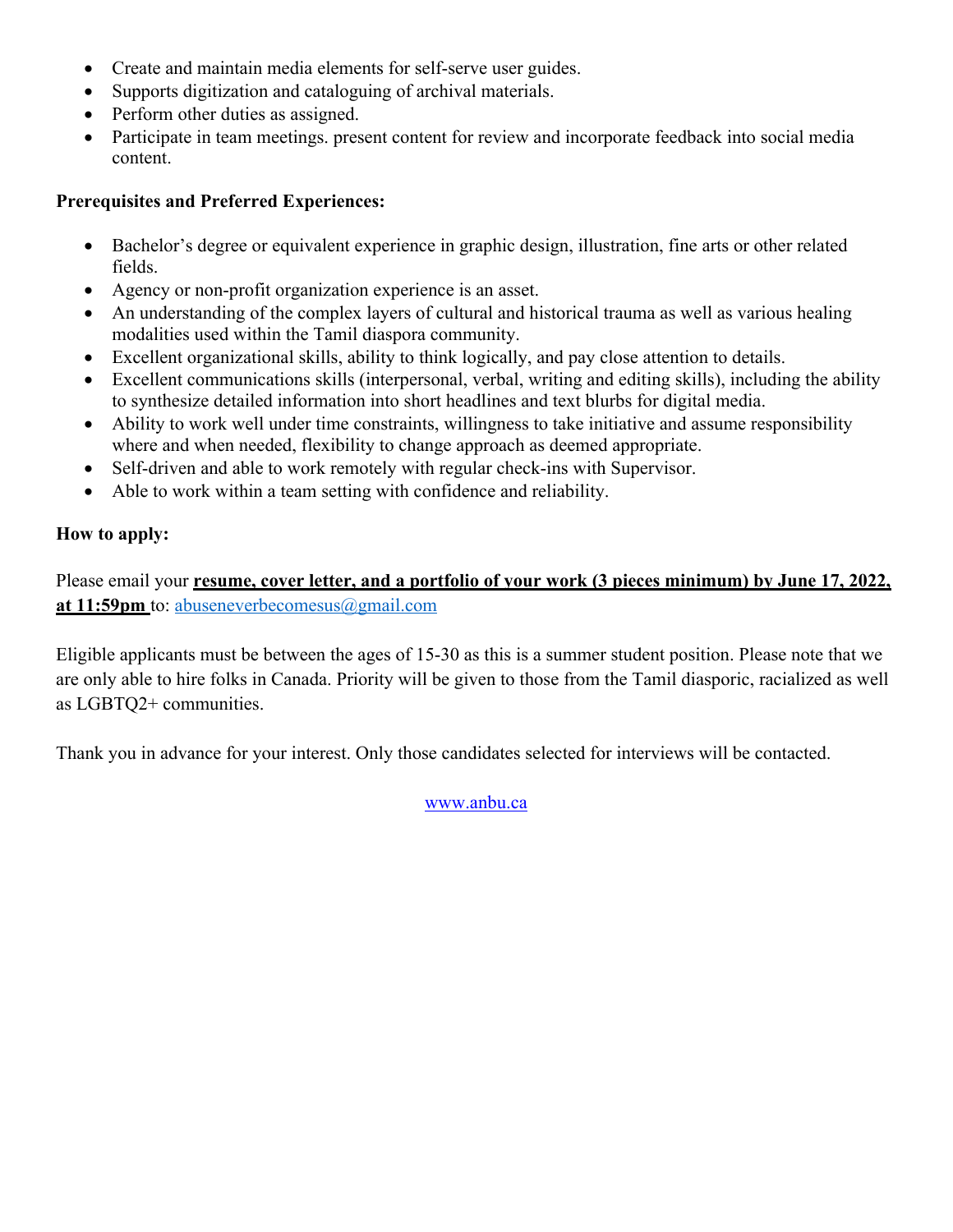- Create and maintain media elements for self-serve user guides.
- Supports digitization and cataloguing of archival materials.
- Perform other duties as assigned.
- Participate in team meetings. present content for review and incorporate feedback into social media content.

**Prerequisites and Preferred Experiences:**

- Bachelor's degree or equivalent experience in graphic design, illustration, fine arts or other related fields.
- Agency or non-profit organization experience is an asset.
- An understanding of the complex layers of cultural and historical trauma as well as various healing modalities used within the Tamil diaspora community.
- Excellent organizational skills, ability to think logically, and pay close attention to details.
- Excellent communications skills (interpersonal, verbal, writing and editing skills), including the ability to synthesize detailed information into short headlines and text blurbs for digital media.
- Ability to work well under time constraints, willingness to take initiative and assume responsibility where and when needed, flexibility to change approach as deemed appropriate.
- Self-driven and able to work remotely with regular check-ins with Supervisor.
- Able to work within a team setting with confidence and reliability.

**How to apply:**

Please email your **resume, cover letter, and a portfolio of your work (3 pieces minimum) by June 17, 2022, at 11:59pm** to: abuseneverbecomesus@gmail.com

Eligible applicants must be between the ages of 15-30 as this is a summer student position. Please note that we are only able to hire folks in Canada. Priority will be given to those from the Tamil diasporic, racialized as well as LGBTQ2+ communities.

Thank you in advance for your interest. Only those candidates selected for interviews will be contacted.

www.anbu.ca